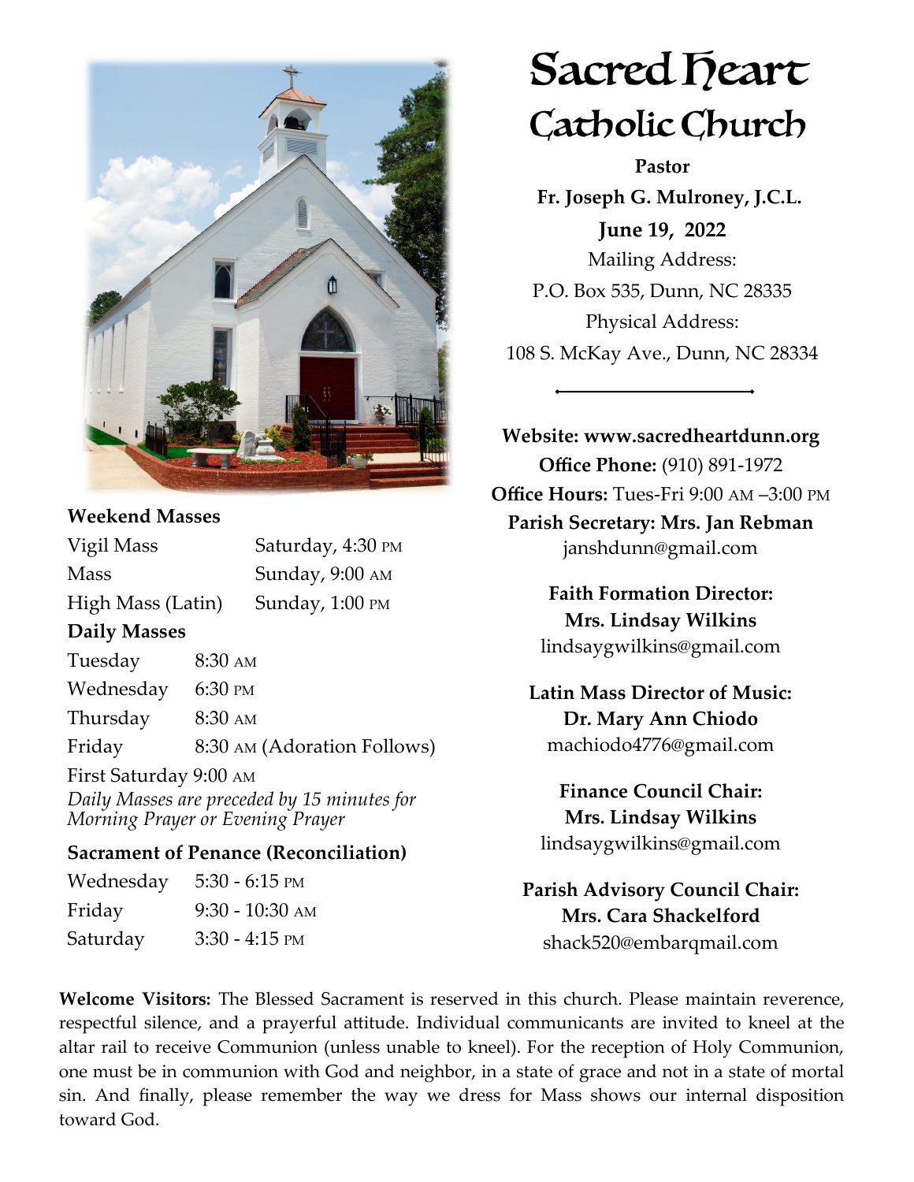# Sacred Heart Catholic Church

**Pastor**

**Fr. Joseph G. Mulroney, J.C.L.**

**June 19, 2022**

Mailing Address:
P.O. Box 535, Dunn, NC 28335

Physical Address:
108 S. McKay Ave., Dunn, NC 28334

**Website: www.sacredheartdunn.org**

**Office Phone:** (910) 891-1972

**Office Hours:** Tues-Fri 9:00 AM –3:00 PM

**Parish Secretary: Mrs. Jan Rebman**
janshdunn@gmail.com

**Faith Formation Director:**
**Mrs. Lindsay Wilkins**
lindsaygwilkins@gmail.com

**Latin Mass Director of Music:**
**Dr. Mary Ann Chiodo**
machiodo4776@gmail.com

**Finance Council Chair:**
**Mrs. Lindsay Wilkins**
lindsaygwilkins@gmail.com

**Parish Advisory Council Chair:**
**Mrs. Cara Shackelford**
shack520@embarqmail.com

### Weekend Masses

| | |
|---|---|
| Vigil Mass | Saturday, 4:30 PM |
| Mass | Sunday, 9:00 AM |
| High Mass (Latin) | Sunday, 1:00 PM |

### Daily Masses

| | |
|---|---|
| Tuesday | 8:30 AM |
| Wednesday | 6:30 PM |
| Thursday | 8:30 AM |
| Friday | 8:30 AM (Adoration Follows) |

First Saturday 9:00 AM

*Daily Masses are preceded by 15 minutes for Morning Prayer or Evening Prayer*

### Sacrament of Penance (Reconciliation)

| | |
|---|---|
| Wednesday | 5:30 - 6:15 PM |
| Friday | 9:30 - 10:30 AM |
| Saturday | 3:30 - 4:15 PM |

**Welcome Visitors:** The Blessed Sacrament is reserved in this church. Please maintain reverence, respectful silence, and a prayerful attitude. Individual communicants are invited to kneel at the altar rail to receive Communion (unless unable to kneel). For the reception of Holy Communion, one must be in communion with God and neighbor, in a state of grace and not in a state of mortal sin. And finally, please remember the way we dress for Mass shows our internal disposition toward God.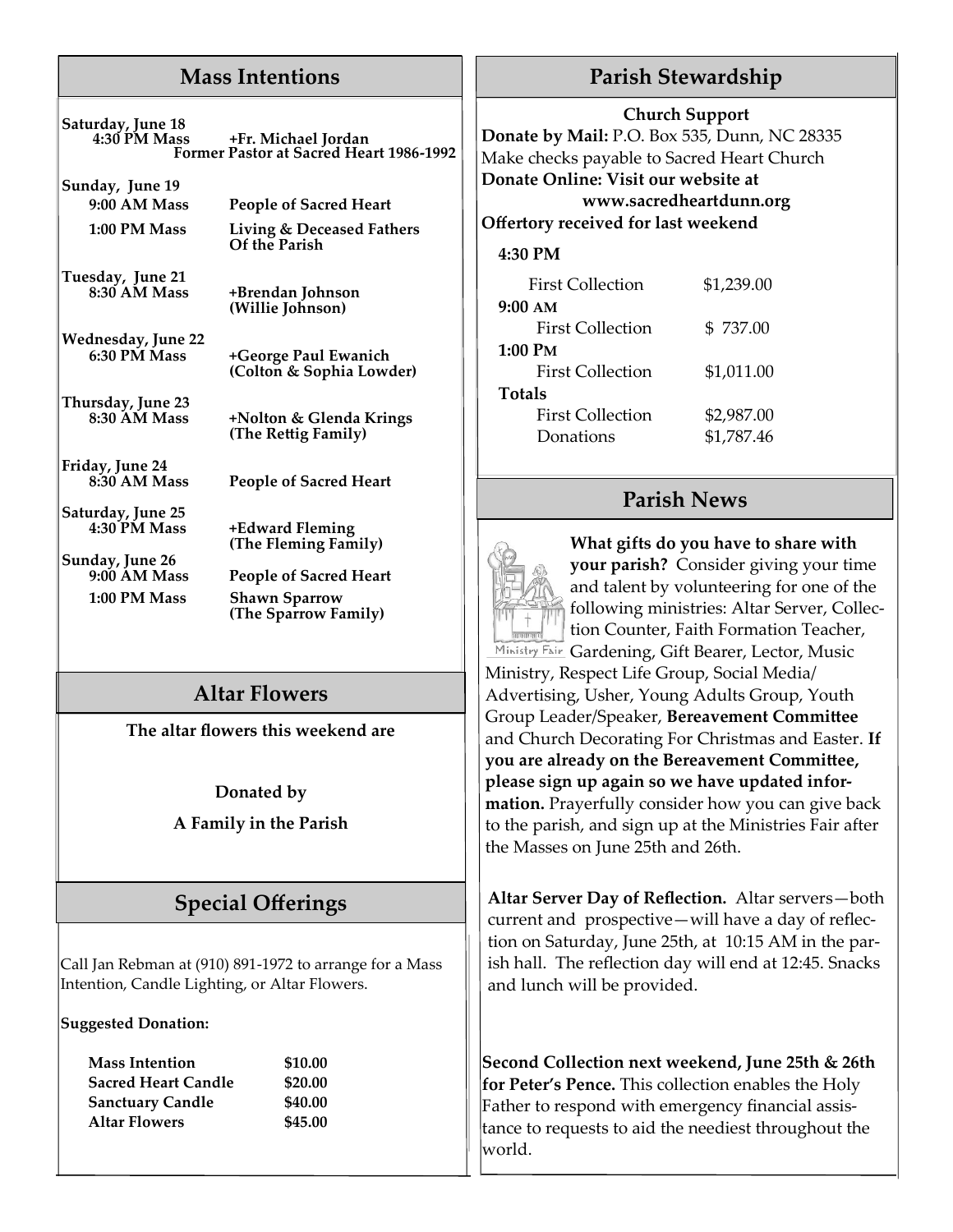## Mass Intentions

| | |
|---|---|
| **Saturday, June 18** | |
| **4:30 PM Mass** | **+Fr. Michael Jordan** **Former Pastor at Sacred Heart 1986-1992** |
| **Sunday, June 19** | |
| **9:00 AM Mass** | **People of Sacred Heart** |
| **1:00 PM Mass** | **Living & Deceased Fathers Of the Parish** |
| **Tuesday, June 21** | |
| **8:30 AM Mass** | **+Brendan Johnson (Willie Johnson)** |
| **Wednesday, June 22** | |
| **6:30 PM Mass** | **+George Paul Ewanich (Colton & Sophia Lowder)** |
| **Thursday, June 23** | |
| **8:30 AM Mass** | **+Nolton & Glenda Krings (The Rettig Family)** |
| **Friday, June 24** | |
| **8:30 AM Mass** | **People of Sacred Heart** |
| **Saturday, June 25** | |
| **4:30 PM Mass** | **+Edward Fleming (The Fleming Family)** |
| **Sunday, June 26** | |
| **9:00 AM Mass** | **People of Sacred Heart** |
| **1:00 PM Mass** | **Shawn Sparrow (The Sparrow Family)** |

## Altar Flowers

**The altar flowers this weekend are**

**Donated by**

**A Family in the Parish**

## Special Offerings

Call Jan Rebman at (910) 891-1972 to arrange for a Mass Intention, Candle Lighting, or Altar Flowers.

**Suggested Donation:**

| | |
|---|---|
| **Mass Intention** | **$10.00** |
| **Sacred Heart Candle** | **$20.00** |
| **Sanctuary Candle** | **$40.00** |
| **Altar Flowers** | **$45.00** |

## Parish Stewardship

**Church Support**

**Donate by Mail:** P.O. Box 535, Dunn, NC 28335
Make checks payable to Sacred Heart Church
**Donate Online: Visit our website at www.sacredheartdunn.org**
**Offertory received for last weekend**

| | |
|---|---|
| **4:30 PM** | |
| First Collection | $1,239.00 |
| **9:00 AM** | |
| First Collection | $ 737.00 |
| **1:00 PM** | |
| First Collection | $1,011.00 |
| **Totals** | |
| First Collection | $2,987.00 |
| Donations | $1,787.46 |

## Parish News

**What gifts do you have to share with your parish?** Consider giving your time and talent by volunteering for one of the following ministries: Altar Server, Collection Counter, Faith Formation Teacher, Gardening, Gift Bearer, Lector, Music Ministry, Respect Life Group, Social Media/ Advertising, Usher, Young Adults Group, Youth Group Leader/Speaker, **Bereavement Committee** and Church Decorating For Christmas and Easter. **If you are already on the Bereavement Committee, please sign up again so we have updated information.** Prayerfully consider how you can give back to the parish, and sign up at the Ministries Fair after the Masses on June 25th and 26th.

**Altar Server Day of Reflection.** Altar servers—both current and prospective—will have a day of reflection on Saturday, June 25th, at 10:15 AM in the parish hall. The reflection day will end at 12:45. Snacks and lunch will be provided.

**Second Collection next weekend, June 25th & 26th for Peter's Pence.** This collection enables the Holy Father to respond with emergency financial assistance to requests to aid the neediest throughout the world.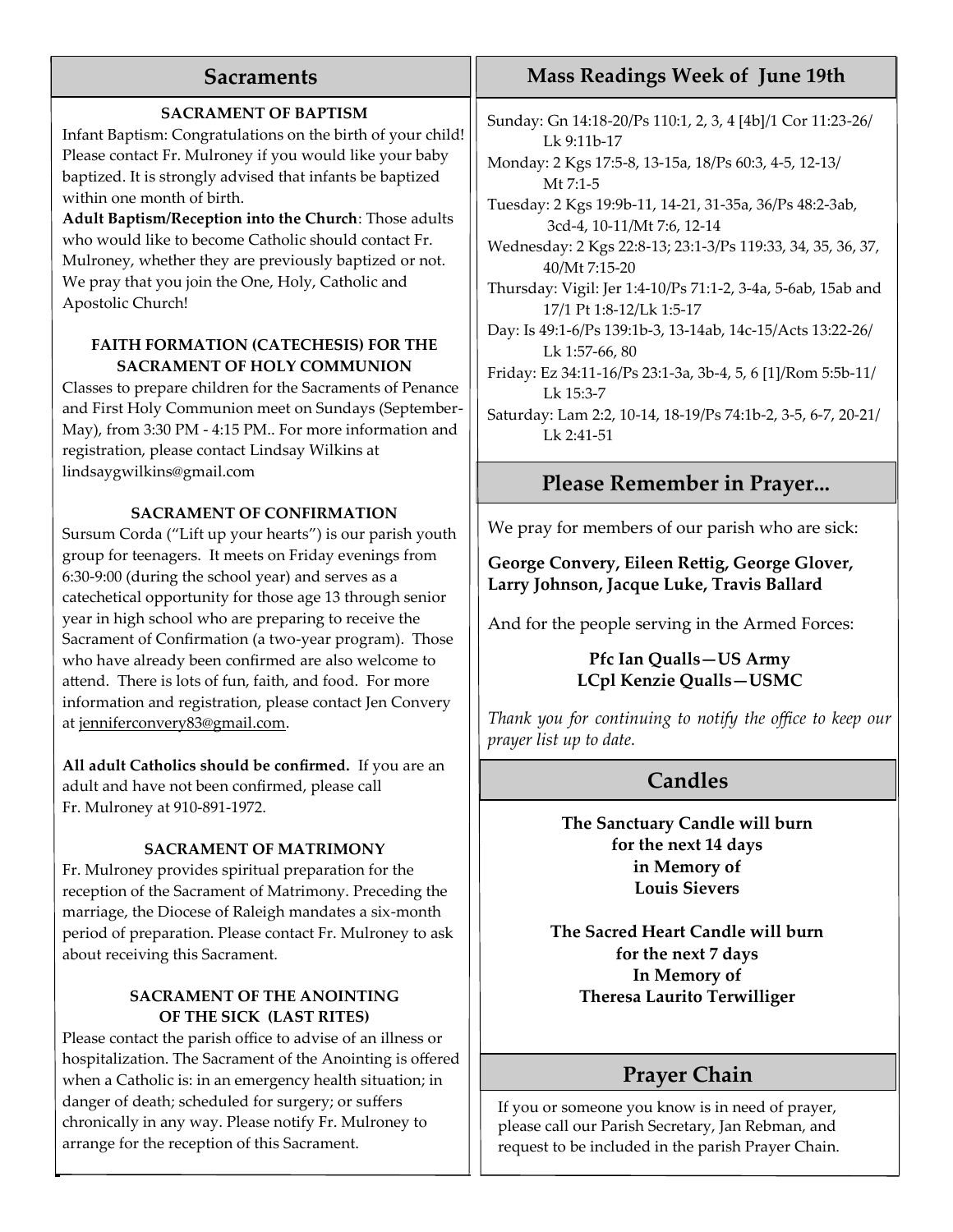## Sacraments

### SACRAMENT OF BAPTISM

Infant Baptism: Congratulations on the birth of your child! Please contact Fr. Mulroney if you would like your baby baptized. It is strongly advised that infants be baptized within one month of birth.

**Adult Baptism/Reception into the Church**: Those adults who would like to become Catholic should contact Fr. Mulroney, whether they are previously baptized or not. We pray that you join the One, Holy, Catholic and Apostolic Church!

### FAITH FORMATION (CATECHESIS) FOR THE SACRAMENT OF HOLY COMMUNION

Classes to prepare children for the Sacraments of Penance and First Holy Communion meet on Sundays (September-May), from 3:30 PM - 4:15 PM.. For more information and registration, please contact Lindsay Wilkins at lindsaygwilkins@gmail.com

### SACRAMENT OF CONFIRMATION

Sursum Corda ("Lift up your hearts") is our parish youth group for teenagers. It meets on Friday evenings from 6:30-9:00 (during the school year) and serves as a catechetical opportunity for those age 13 through senior year in high school who are preparing to receive the Sacrament of Confirmation (a two-year program). Those who have already been confirmed are also welcome to attend. There is lots of fun, faith, and food. For more information and registration, please contact Jen Convery at jenniferconvery83@gmail.com.

**All adult Catholics should be confirmed.** If you are an adult and have not been confirmed, please call Fr. Mulroney at 910-891-1972.

### SACRAMENT OF MATRIMONY

Fr. Mulroney provides spiritual preparation for the reception of the Sacrament of Matrimony. Preceding the marriage, the Diocese of Raleigh mandates a six-month period of preparation. Please contact Fr. Mulroney to ask about receiving this Sacrament.

### SACRAMENT OF THE ANOINTING OF THE SICK (LAST RITES)

Please contact the parish office to advise of an illness or hospitalization. The Sacrament of the Anointing is offered when a Catholic is: in an emergency health situation; in danger of death; scheduled for surgery; or suffers chronically in any way. Please notify Fr. Mulroney to arrange for the reception of this Sacrament.

## Mass Readings Week of June 19th

Sunday: Gn 14:18-20/Ps 110:1, 2, 3, 4 [4b]/1 Cor 11:23-26/ Lk 9:11b-17

Monday: 2 Kgs 17:5-8, 13-15a, 18/Ps 60:3, 4-5, 12-13/ Mt 7:1-5

Tuesday: 2 Kgs 19:9b-11, 14-21, 31-35a, 36/Ps 48:2-3ab, 3cd-4, 10-11/Mt 7:6, 12-14

Wednesday: 2 Kgs 22:8-13; 23:1-3/Ps 119:33, 34, 35, 36, 37, 40/Mt 7:15-20

Thursday: Vigil: Jer 1:4-10/Ps 71:1-2, 3-4a, 5-6ab, 15ab and 17/1 Pt 1:8-12/Lk 1:5-17

Day: Is 49:1-6/Ps 139:1b-3, 13-14ab, 14c-15/Acts 13:22-26/ Lk 1:57-66, 80

Friday: Ez 34:11-16/Ps 23:1-3a, 3b-4, 5, 6 [1]/Rom 5:5b-11/ Lk 15:3-7

Saturday: Lam 2:2, 10-14, 18-19/Ps 74:1b-2, 3-5, 6-7, 20-21/ Lk 2:41-51

## Please Remember in Prayer...

We pray for members of our parish who are sick:

**George Convery, Eileen Rettig, George Glover, Larry Johnson, Jacque Luke, Travis Ballard**

And for the people serving in the Armed Forces:

**Pfc Ian Qualls—US Army**
**LCpl Kenzie Qualls—USMC**

*Thank you for continuing to notify the office to keep our prayer list up to date.*

## Candles

**The Sanctuary Candle will burn for the next 14 days in Memory of Louis Sievers**

**The Sacred Heart Candle will burn for the next 7 days In Memory of Theresa Laurito Terwilliger**

## Prayer Chain

If you or someone you know is in need of prayer, please call our Parish Secretary, Jan Rebman, and request to be included in the parish Prayer Chain.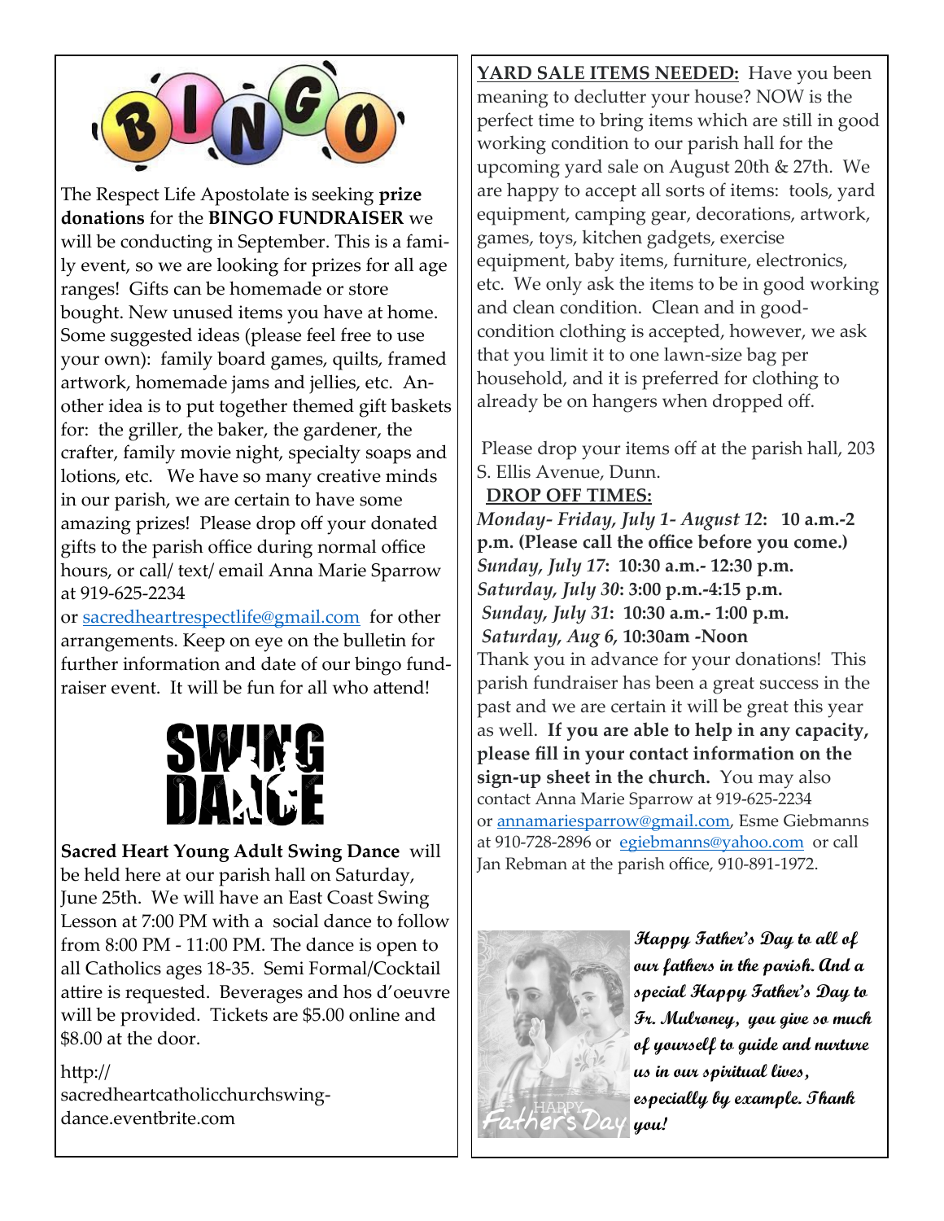# BINGO

The Respect Life Apostolate is seeking **prize donations** for the **BINGO FUNDRAISER** we will be conducting in September. This is a family event, so we are looking for prizes for all age ranges! Gifts can be homemade or store bought. New unused items you have at home. Some suggested ideas (please feel free to use your own): family board games, quilts, framed artwork, homemade jams and jellies, etc. Another idea is to put together themed gift baskets for: the griller, the baker, the gardener, the crafter, family movie night, specialty soaps and lotions, etc. We have so many creative minds in our parish, we are certain to have some amazing prizes! Please drop off your donated gifts to the parish office during normal office hours, or call/ text/ email Anna Marie Sparrow at 919-625-2234 or sacredheartrespectlife@gmail.com for other arrangements. Keep on eye on the bulletin for further information and date of our bingo fundraiser event. It will be fun for all who attend!

# SWING DANCE

**Sacred Heart Young Adult Swing Dance** will be held here at our parish hall on Saturday, June 25th. We will have an East Coast Swing Lesson at 7:00 PM with a social dance to follow from 8:00 PM - 11:00 PM. The dance is open to all Catholics ages 18-35. Semi Formal/Cocktail attire is requested. Beverages and hos d'oeuvre will be provided. Tickets are $5.00 online and $8.00 at the door.

http://sacredheartcatholicchurchswing-dance.eventbrite.com

**YARD SALE ITEMS NEEDED:** Have you been meaning to declutter your house? NOW is the perfect time to bring items which are still in good working condition to our parish hall for the upcoming yard sale on August 20th & 27th. We are happy to accept all sorts of items: tools, yard equipment, camping gear, decorations, artwork, games, toys, kitchen gadgets, exercise equipment, baby items, furniture, electronics, etc. We only ask the items to be in good working and clean condition. Clean and in good-condition clothing is accepted, however, we ask that you limit it to one lawn-size bag per household, and it is preferred for clothing to already be on hangers when dropped off.

Please drop your items off at the parish hall, 203 S. Ellis Avenue, Dunn.

**DROP OFF TIMES:**

***Monday- Friday, July 1- August 12*: 10 a.m.-2 p.m. (Please call the office before you come.)**
***Sunday, July 17*: 10:30 a.m.- 12:30 p.m.**
***Saturday, July 30*: 3:00 p.m.-4:15 p.m.**
***Sunday, July 31*: 10:30 a.m.- 1:00 p.m.**
***Saturday, Aug 6*, 10:30am -Noon**

Thank you in advance for your donations! This parish fundraiser has been a great success in the past and we are certain it will be great this year as well. **If you are able to help in any capacity, please fill in your contact information on the sign-up sheet in the church.** You may also contact Anna Marie Sparrow at 919-625-2234 or annamariesparrow@gmail.com, Esme Giebmanns at 910-728-2896 or egiebmanns@yahoo.com or call Jan Rebman at the parish office, 910-891-1972.

HAPPY Father's Day

***Happy Father's Day to all of our fathers in the parish. And a special Happy Father's Day to Fr. Mulroney, you give so much of yourself to guide and nurture us in our spiritual lives, especially by example. Thank you!***